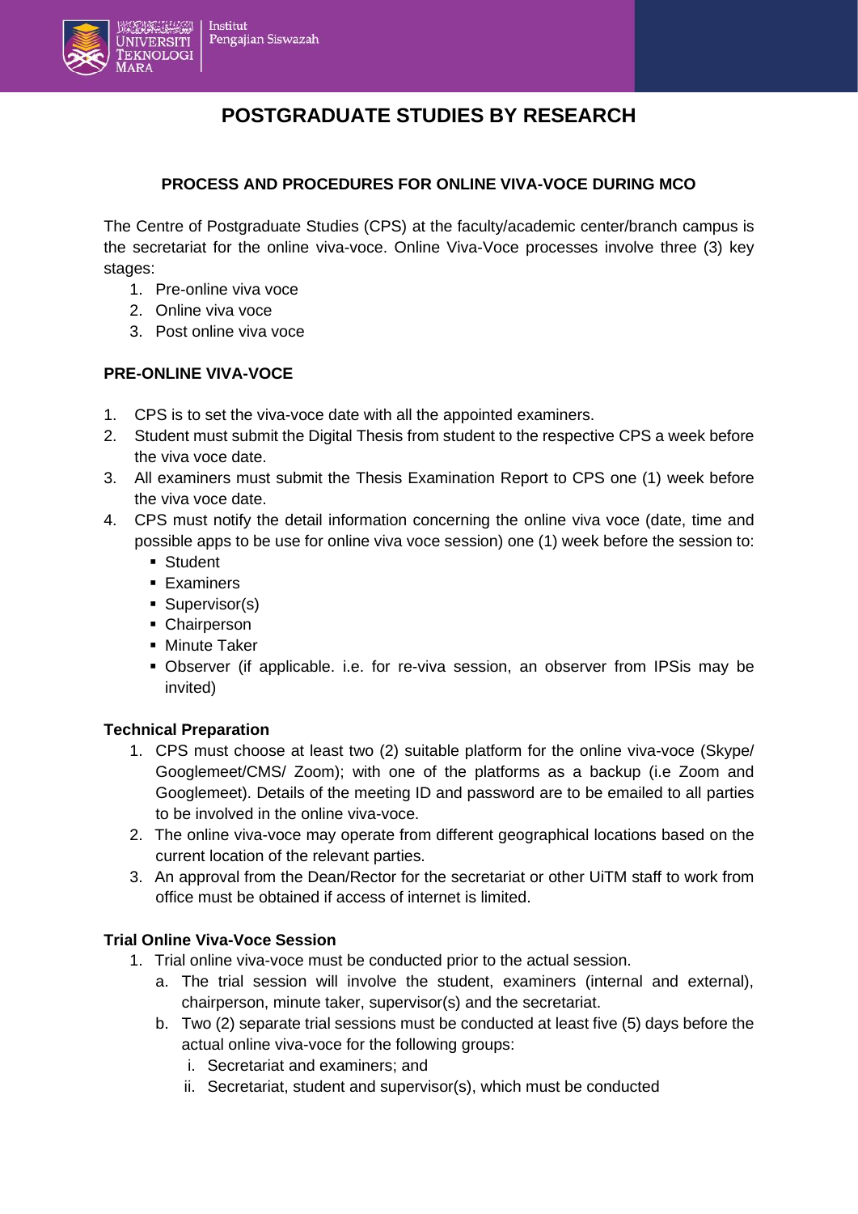# POSTGRADUATE STUDIES BY RESEARCH

## PROCESS AND PROCEDURES FOR ONLINE VIVA-VOCE DURING MCO

The Centre of Postgraduate Studies (CPS) at the faculty/academic center/branch campus is the secretariat for the online viva-voce. Online Viva-Voce processes involve three (3) key stages:

1. Pre-online viva voce
2. Online viva voce
3. Post online viva voce

### PRE-ONLINE VIVA-VOCE

1. CPS is to set the viva-voce date with all the appointed examiners.
2. Student must submit the Digital Thesis from student to the respective CPS a week before the viva voce date.
3. All examiners must submit the Thesis Examination Report to CPS one (1) week before the viva voce date.
4. CPS must notify the detail information concerning the online viva voce (date, time and possible apps to be use for online viva voce session) one (1) week before the session to:
   - Student
   - Examiners
   - Supervisor(s)
   - Chairperson
   - Minute Taker
   - Observer (if applicable. i.e. for re-viva session, an observer from IPSis may be invited)

#### Technical Preparation

1. CPS must choose at least two (2) suitable platform for the online viva-voce (Skype/ Googlemeet/CMS/ Zoom); with one of the platforms as a backup (i.e Zoom and Googlemeet). Details of the meeting ID and password are to be emailed to all parties to be involved in the online viva-voce.
2. The online viva-voce may operate from different geographical locations based on the current location of the relevant parties.
3. An approval from the Dean/Rector for the secretariat or other UiTM staff to work from office must be obtained if access of internet is limited.

#### Trial Online Viva-Voce Session

1. Trial online viva-voce must be conducted prior to the actual session.
   a. The trial session will involve the student, examiners (internal and external), chairperson, minute taker, supervisor(s) and the secretariat.
   b. Two (2) separate trial sessions must be conducted at least five (5) days before the actual online viva-voce for the following groups:
      i. Secretariat and examiners; and
      ii. Secretariat, student and supervisor(s), which must be conducted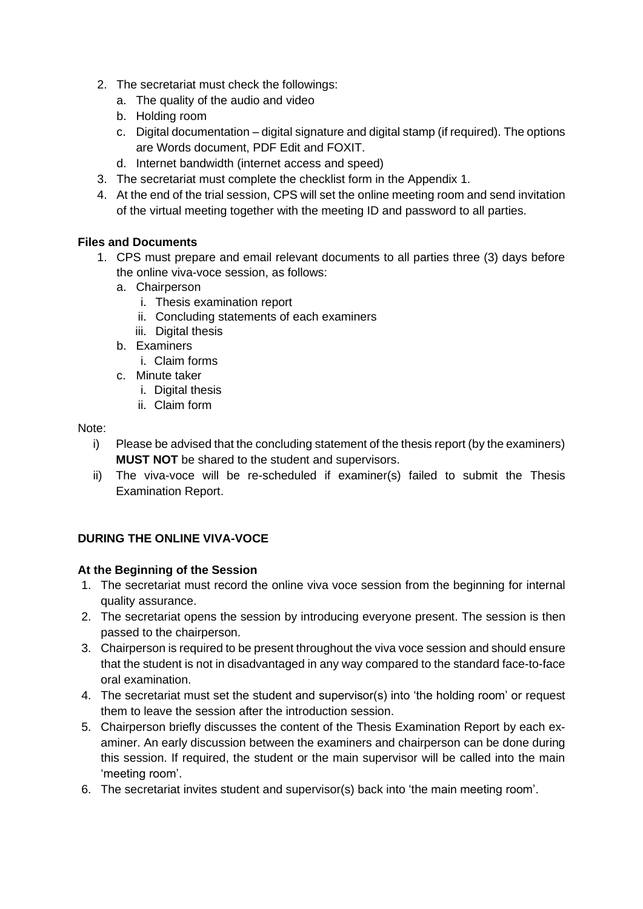2. The secretariat must check the followings:
   a. The quality of the audio and video
   b. Holding room
   c. Digital documentation – digital signature and digital stamp (if required). The options are Words document, PDF Edit and FOXIT.
   d. Internet bandwidth (internet access and speed)
3. The secretariat must complete the checklist form in the Appendix 1.
4. At the end of the trial session, CPS will set the online meeting room and send invitation of the virtual meeting together with the meeting ID and password to all parties.

**Files and Documents**

1. CPS must prepare and email relevant documents to all parties three (3) days before the online viva-voce session, as follows:
   a. Chairperson
      i. Thesis examination report
      ii. Concluding statements of each examiners
      iii. Digital thesis
   b. Examiners
      i. Claim forms
   c. Minute taker
      i. Digital thesis
      ii. Claim form

Note:

i) Please be advised that the concluding statement of the thesis report (by the examiners) **MUST NOT** be shared to the student and supervisors.

ii) The viva-voce will be re-scheduled if examiner(s) failed to submit the Thesis Examination Report.

**DURING THE ONLINE VIVA-VOCE**

**At the Beginning of the Session**

1. The secretariat must record the online viva voce session from the beginning for internal quality assurance.
2. The secretariat opens the session by introducing everyone present. The session is then passed to the chairperson.
3. Chairperson is required to be present throughout the viva voce session and should ensure that the student is not in disadvantaged in any way compared to the standard face-to-face oral examination.
4. The secretariat must set the student and supervisor(s) into 'the holding room' or request them to leave the session after the introduction session.
5. Chairperson briefly discusses the content of the Thesis Examination Report by each examiner. An early discussion between the examiners and chairperson can be done during this session. If required, the student or the main supervisor will be called into the main 'meeting room'.
6. The secretariat invites student and supervisor(s) back into 'the main meeting room'.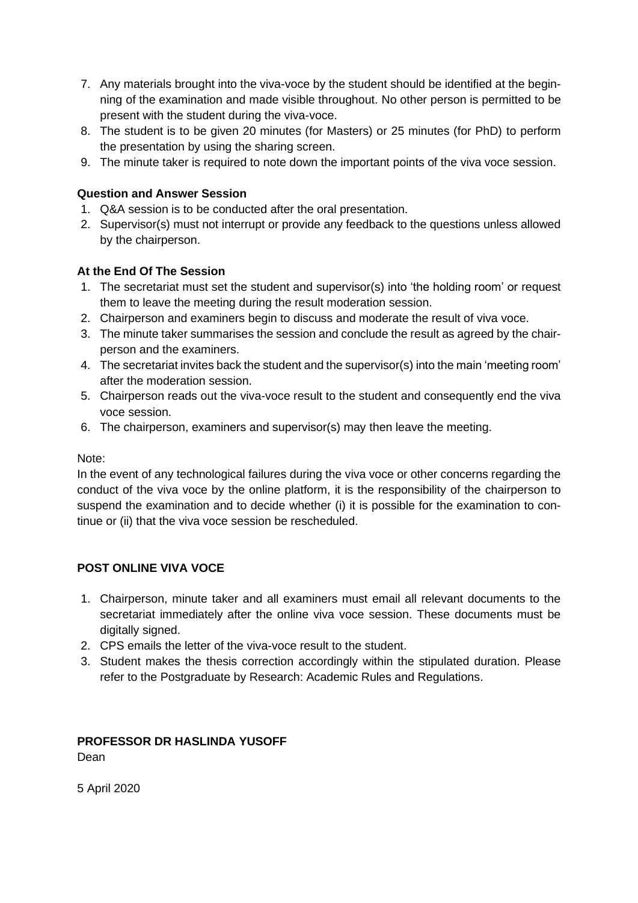7. Any materials brought into the viva-voce by the student should be identified at the beginning of the examination and made visible throughout. No other person is permitted to be present with the student during the viva-voce.
8. The student is to be given 20 minutes (for Masters) or 25 minutes (for PhD) to perform the presentation by using the sharing screen.
9. The minute taker is required to note down the important points of the viva voce session.

**Question and Answer Session**

1. Q&A session is to be conducted after the oral presentation.
2. Supervisor(s) must not interrupt or provide any feedback to the questions unless allowed by the chairperson.

**At the End Of The Session**

1. The secretariat must set the student and supervisor(s) into 'the holding room' or request them to leave the meeting during the result moderation session.
2. Chairperson and examiners begin to discuss and moderate the result of viva voce.
3. The minute taker summarises the session and conclude the result as agreed by the chairperson and the examiners.
4. The secretariat invites back the student and the supervisor(s) into the main 'meeting room' after the moderation session.
5. Chairperson reads out the viva-voce result to the student and consequently end the viva voce session.
6. The chairperson, examiners and supervisor(s) may then leave the meeting.

Note:

In the event of any technological failures during the viva voce or other concerns regarding the conduct of the viva voce by the online platform, it is the responsibility of the chairperson to suspend the examination and to decide whether (i) it is possible for the examination to continue or (ii) that the viva voce session be rescheduled.

**POST ONLINE VIVA VOCE**

1. Chairperson, minute taker and all examiners must email all relevant documents to the secretariat immediately after the online viva voce session. These documents must be digitally signed.
2. CPS emails the letter of the viva-voce result to the student.
3. Student makes the thesis correction accordingly within the stipulated duration. Please refer to the Postgraduate by Research: Academic Rules and Regulations.

**PROFESSOR DR HASLINDA YUSOFF**

Dean

5 April 2020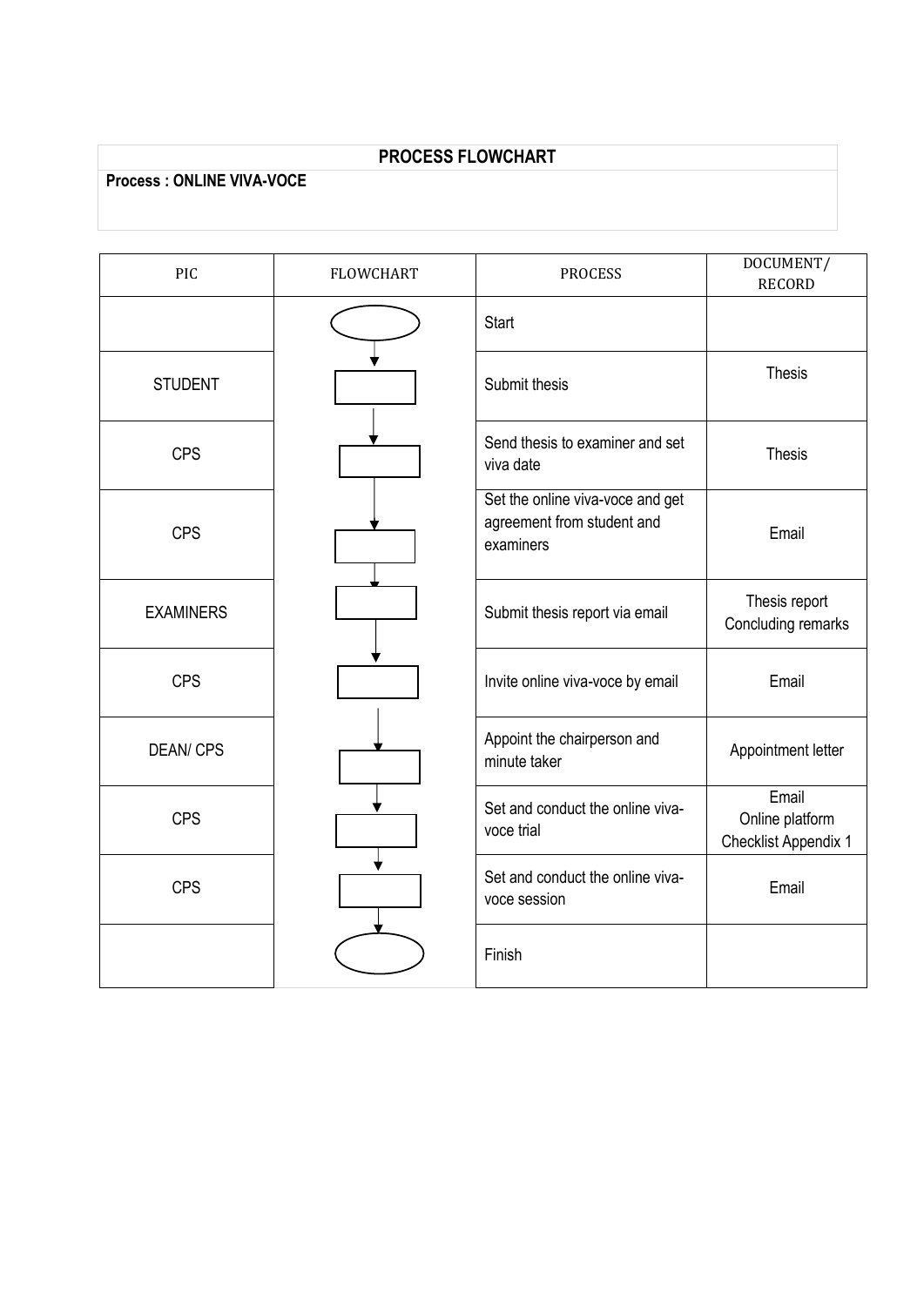## PROCESS FLOWCHART

**Process : ONLINE VIVA-VOCE**

| PIC | FLOWCHART | PROCESS | DOCUMENT/ RECORD |
|---|---|---|---|
| | | Start | |
| STUDENT | | Submit thesis | Thesis |
| CPS | | Send thesis to examiner and set viva date | Thesis |
| CPS | | Set the online viva-voce and get agreement from student and examiners | Email |
| EXAMINERS | | Submit thesis report via email | Thesis report Concluding remarks |
| CPS | | Invite online viva-voce by email | Email |
| DEAN/ CPS | | Appoint the chairperson and minute taker | Appointment letter |
| CPS | | Set and conduct the online viva-voce trial | Email Online platform Checklist Appendix 1 |
| CPS | | Set and conduct the online viva-voce session | Email |
| | | Finish | |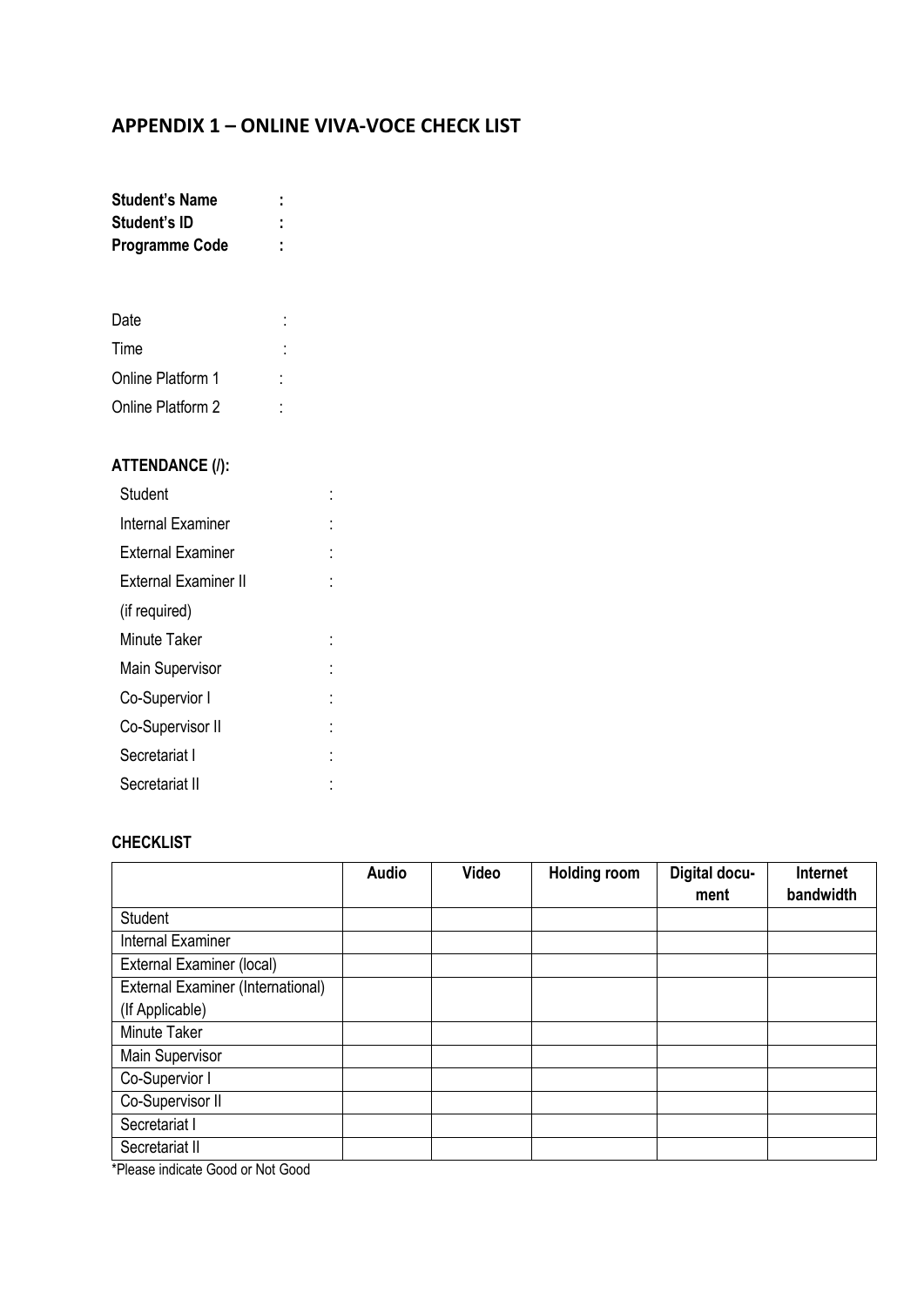## APPENDIX 1 – ONLINE VIVA-VOCE CHECK LIST

**Student's Name :**
**Student's ID :**
**Programme Code :**

Date :
Time :
Online Platform 1 :
Online Platform 2 :

**ATTENDANCE (/):**

Student :
Internal Examiner :
External Examiner :
External Examiner II :
(if required)
Minute Taker :
Main Supervisor :
Co-Supervior I :
Co-Supervisor II :
Secretariat I :
Secretariat II :

**CHECKLIST**

| | Audio | Video | Holding room | Digital document | Internet bandwidth |
|---|---|---|---|---|---|
| Student | | | | | |
| Internal Examiner | | | | | |
| External Examiner (local) | | | | | |
| External Examiner (International) (If Applicable) | | | | | |
| Minute Taker | | | | | |
| Main Supervisor | | | | | |
| Co-Supervior I | | | | | |
| Co-Supervisor II | | | | | |
| Secretariat I | | | | | |
| Secretariat II | | | | | |

*Please indicate Good or Not Good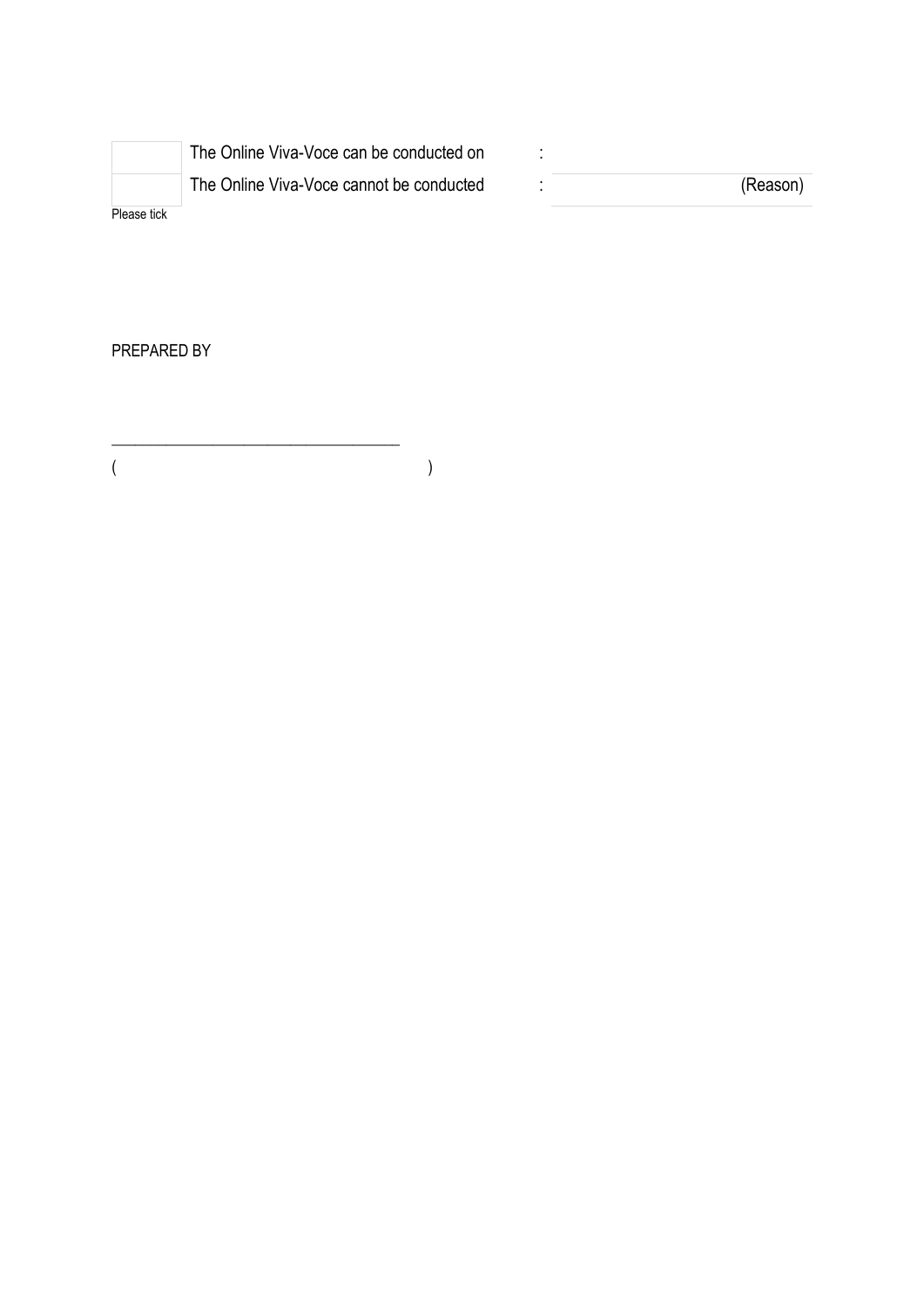| | | | |
|---|---|---|---|
| | The Online Viva-Voce can be conducted on | : | |
| | The Online Viva-Voce cannot be conducted | : | (Reason) |

Please tick

PREPARED BY

\_\_\_\_\_\_\_\_\_\_\_\_\_\_\_\_\_\_\_\_\_\_\_\_\_\_\_\_\_\_\_\_\_\_\_\_

(                                                                    )